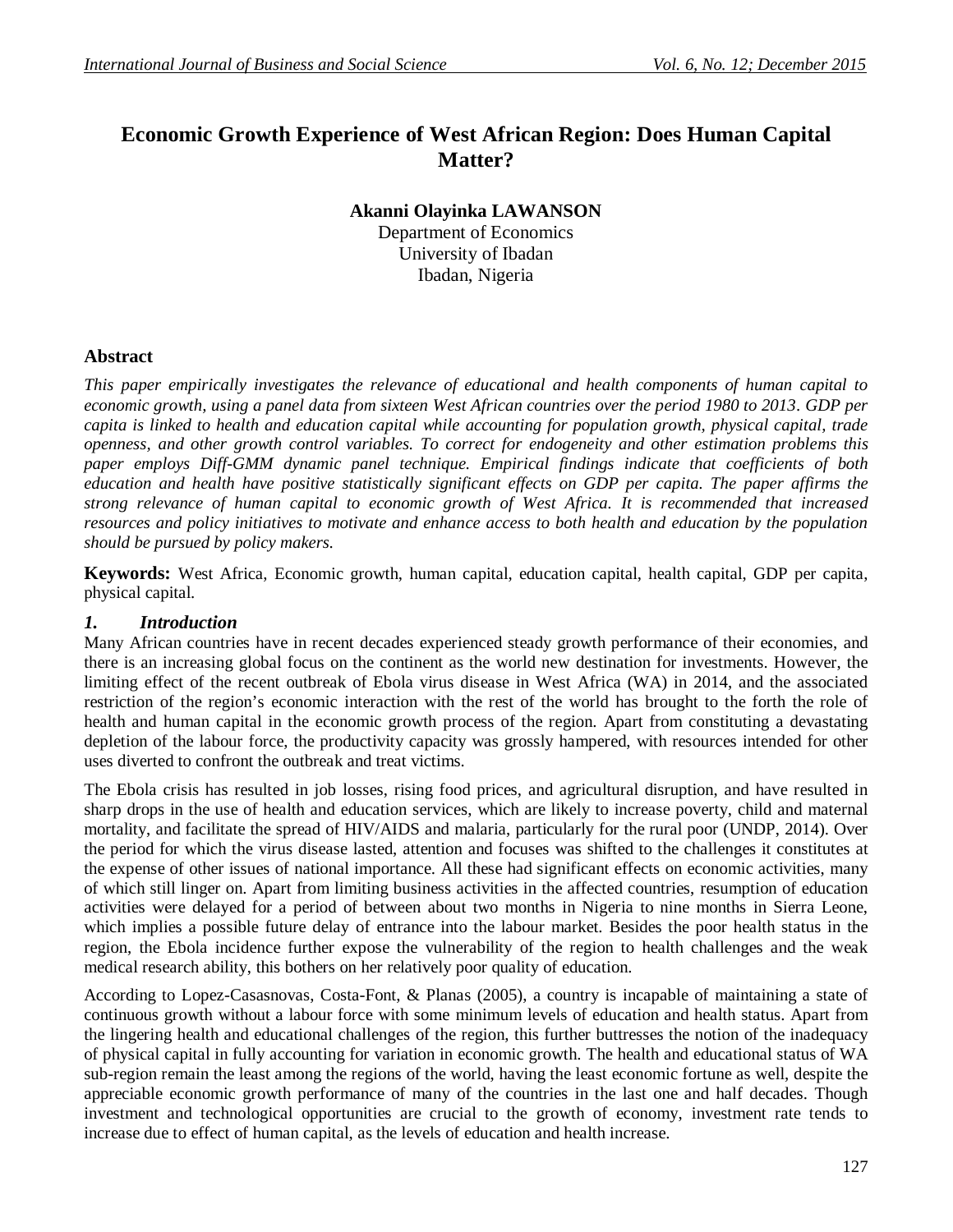# Economic Growth Experience of West African Region: Does Human Capital Matter?

**Akanni Olayinka LAWANSON**
Department of Economics
University of Ibadan
Ibadan, Nigeria

## Abstract

*This paper empirically investigates the relevance of educational and health components of human capital to economic growth, using a panel data from sixteen West African countries over the period 1980 to 2013. GDP per capita is linked to health and education capital while accounting for population growth, physical capital, trade openness, and other growth control variables. To correct for endogeneity and other estimation problems this paper employs Diff-GMM dynamic panel technique. Empirical findings indicate that coefficients of both education and health have positive statistically significant effects on GDP per capita. The paper affirms the strong relevance of human capital to economic growth of West Africa. It is recommended that increased resources and policy initiatives to motivate and enhance access to both health and education by the population should be pursued by policy makers.*

**Keywords:** West Africa, Economic growth, human capital, education capital, health capital, GDP per capita, physical capital.

## *1. Introduction*

Many African countries have in recent decades experienced steady growth performance of their economies, and there is an increasing global focus on the continent as the world new destination for investments. However, the limiting effect of the recent outbreak of Ebola virus disease in West Africa (WA) in 2014, and the associated restriction of the region's economic interaction with the rest of the world has brought to the forth the role of health and human capital in the economic growth process of the region. Apart from constituting a devastating depletion of the labour force, the productivity capacity was grossly hampered, with resources intended for other uses diverted to confront the outbreak and treat victims.

The Ebola crisis has resulted in job losses, rising food prices, and agricultural disruption, and have resulted in sharp drops in the use of health and education services, which are likely to increase poverty, child and maternal mortality, and facilitate the spread of HIV/AIDS and malaria, particularly for the rural poor (UNDP, 2014). Over the period for which the virus disease lasted, attention and focuses was shifted to the challenges it constitutes at the expense of other issues of national importance. All these had significant effects on economic activities, many of which still linger on. Apart from limiting business activities in the affected countries, resumption of education activities were delayed for a period of between about two months in Nigeria to nine months in Sierra Leone, which implies a possible future delay of entrance into the labour market. Besides the poor health status in the region, the Ebola incidence further expose the vulnerability of the region to health challenges and the weak medical research ability, this bothers on her relatively poor quality of education.

According to Lopez-Casasnovas, Costa-Font, & Planas (2005), a country is incapable of maintaining a state of continuous growth without a labour force with some minimum levels of education and health status. Apart from the lingering health and educational challenges of the region, this further buttresses the notion of the inadequacy of physical capital in fully accounting for variation in economic growth. The health and educational status of WA sub-region remain the least among the regions of the world, having the least economic fortune as well, despite the appreciable economic growth performance of many of the countries in the last one and half decades. Though investment and technological opportunities are crucial to the growth of economy, investment rate tends to increase due to effect of human capital, as the levels of education and health increase.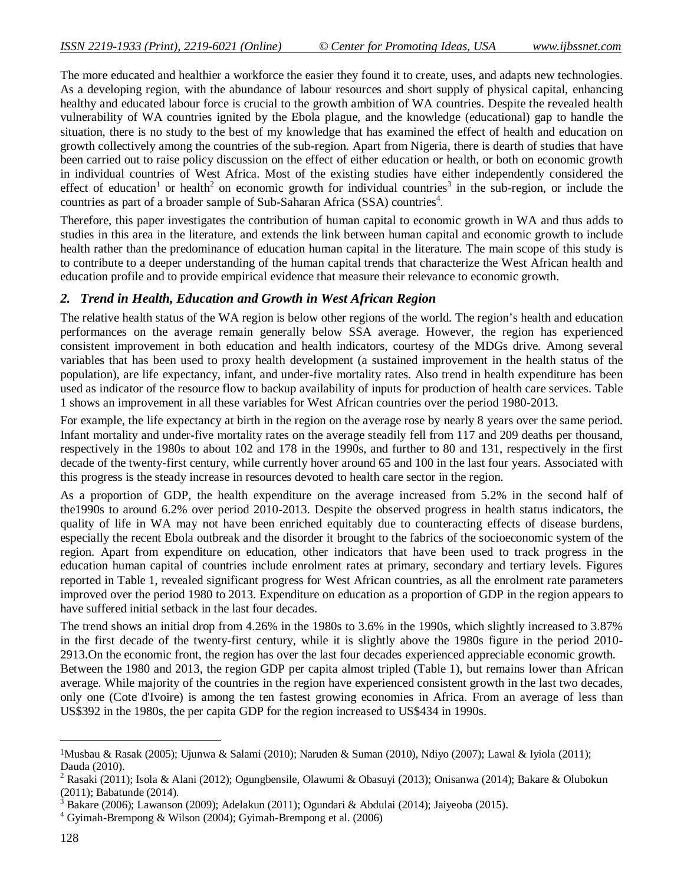The more educated and healthier a workforce the easier they found it to create, uses, and adapts new technologies. As a developing region, with the abundance of labour resources and short supply of physical capital, enhancing healthy and educated labour force is crucial to the growth ambition of WA countries. Despite the revealed health vulnerability of WA countries ignited by the Ebola plague, and the knowledge (educational) gap to handle the situation, there is no study to the best of my knowledge that has examined the effect of health and education on growth collectively among the countries of the sub-region. Apart from Nigeria, there is dearth of studies that have been carried out to raise policy discussion on the effect of either education or health, or both on economic growth in individual countries of West Africa. Most of the existing studies have either independently considered the effect of education[1] or health[2] on economic growth for individual countries[3] in the sub-region, or include the countries as part of a broader sample of Sub-Saharan Africa (SSA) countries[4].

Therefore, this paper investigates the contribution of human capital to economic growth in WA and thus adds to studies in this area in the literature, and extends the link between human capital and economic growth to include health rather than the predominance of education human capital in the literature. The main scope of this study is to contribute to a deeper understanding of the human capital trends that characterize the West African health and education profile and to provide empirical evidence that measure their relevance to economic growth.

## 2. Trend in Health, Education and Growth in West African Region

The relative health status of the WA region is below other regions of the world. The region's health and education performances on the average remain generally below SSA average. However, the region has experienced consistent improvement in both education and health indicators, courtesy of the MDGs drive. Among several variables that has been used to proxy health development (a sustained improvement in the health status of the population), are life expectancy, infant, and under-five mortality rates. Also trend in health expenditure has been used as indicator of the resource flow to backup availability of inputs for production of health care services. Table 1 shows an improvement in all these variables for West African countries over the period 1980-2013.

For example, the life expectancy at birth in the region on the average rose by nearly 8 years over the same period. Infant mortality and under-five mortality rates on the average steadily fell from 117 and 209 deaths per thousand, respectively in the 1980s to about 102 and 178 in the 1990s, and further to 80 and 131, respectively in the first decade of the twenty-first century, while currently hover around 65 and 100 in the last four years. Associated with this progress is the steady increase in resources devoted to health care sector in the region.

As a proportion of GDP, the health expenditure on the average increased from 5.2% in the second half of the1990s to around 6.2% over period 2010-2013. Despite the observed progress in health status indicators, the quality of life in WA may not have been enriched equitably due to counteracting effects of disease burdens, especially the recent Ebola outbreak and the disorder it brought to the fabrics of the socioeconomic system of the region. Apart from expenditure on education, other indicators that have been used to track progress in the education human capital of countries include enrolment rates at primary, secondary and tertiary levels. Figures reported in Table 1, revealed significant progress for West African countries, as all the enrolment rate parameters improved over the period 1980 to 2013. Expenditure on education as a proportion of GDP in the region appears to have suffered initial setback in the last four decades.

The trend shows an initial drop from 4.26% in the 1980s to 3.6% in the 1990s, which slightly increased to 3.87% in the first decade of the twenty-first century, while it is slightly above the 1980s figure in the period 2010-2913.On the economic front, the region has over the last four decades experienced appreciable economic growth. Between the 1980 and 2013, the region GDP per capita almost tripled (Table 1), but remains lower than African average. While majority of the countries in the region have experienced consistent growth in the last two decades, only one (Cote d'Ivoire) is among the ten fastest growing economies in Africa. From an average of less than US$392 in the 1980s, the per capita GDP for the region increased to US$434 in 1990s.

---

[1] Musbau & Rasak (2005); Ujunwa & Salami (2010); Naruden & Suman (2010), Ndiyo (2007); Lawal & Iyiola (2011); Dauda (2010).

[2] Rasaki (2011); Isola & Alani (2012); Ogungbensile, Olawumi & Obasuyi (2013); Onisanwa (2014); Bakare & Olubokun (2011); Babatunde (2014).

[3] Bakare (2006); Lawanson (2009); Adelakun (2011); Ogundari & Abdulai (2014); Jaiyeoba (2015).

[4] Gyimah-Brempong & Wilson (2004); Gyimah-Brempong et al. (2006)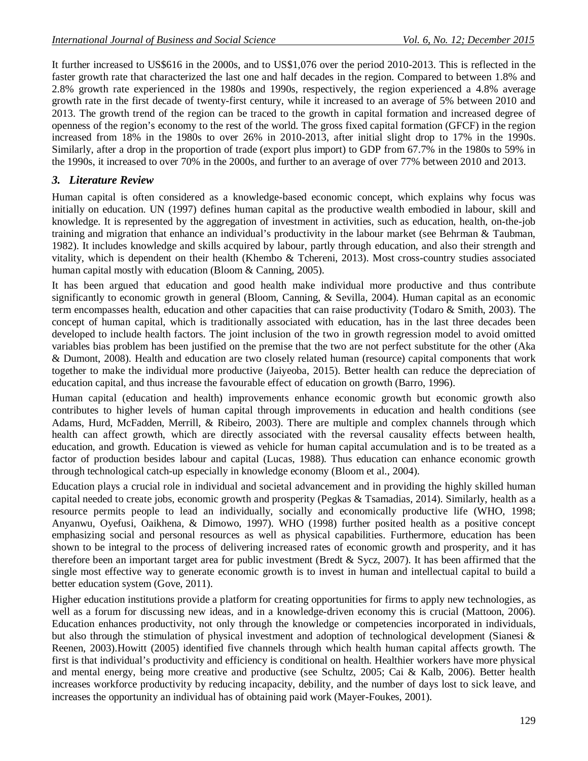It further increased to US$616 in the 2000s, and to US$1,076 over the period 2010-2013. This is reflected in the faster growth rate that characterized the last one and half decades in the region. Compared to between 1.8% and 2.8% growth rate experienced in the 1980s and 1990s, respectively, the region experienced a 4.8% average growth rate in the first decade of twenty-first century, while it increased to an average of 5% between 2010 and 2013. The growth trend of the region can be traced to the growth in capital formation and increased degree of openness of the region's economy to the rest of the world. The gross fixed capital formation (GFCF) in the region increased from 18% in the 1980s to over 26% in 2010-2013, after initial slight drop to 17% in the 1990s. Similarly, after a drop in the proportion of trade (export plus import) to GDP from 67.7% in the 1980s to 59% in the 1990s, it increased to over 70% in the 2000s, and further to an average of over 77% between 2010 and 2013.

## *3. Literature Review*

Human capital is often considered as a knowledge-based economic concept, which explains why focus was initially on education. UN (1997) defines human capital as the productive wealth embodied in labour, skill and knowledge. It is represented by the aggregation of investment in activities, such as education, health, on-the-job training and migration that enhance an individual's productivity in the labour market (see Behrman & Taubman, 1982). It includes knowledge and skills acquired by labour, partly through education, and also their strength and vitality, which is dependent on their health (Khembo & Tchereni, 2013). Most cross-country studies associated human capital mostly with education (Bloom & Canning, 2005).

It has been argued that education and good health make individual more productive and thus contribute significantly to economic growth in general (Bloom, Canning, & Sevilla, 2004). Human capital as an economic term encompasses health, education and other capacities that can raise productivity (Todaro & Smith, 2003). The concept of human capital, which is traditionally associated with education, has in the last three decades been developed to include health factors. The joint inclusion of the two in growth regression model to avoid omitted variables bias problem has been justified on the premise that the two are not perfect substitute for the other (Aka & Dumont, 2008). Health and education are two closely related human (resource) capital components that work together to make the individual more productive (Jaiyeoba, 2015). Better health can reduce the depreciation of education capital, and thus increase the favourable effect of education on growth (Barro, 1996).

Human capital (education and health) improvements enhance economic growth but economic growth also contributes to higher levels of human capital through improvements in education and health conditions (see Adams, Hurd, McFadden, Merrill, & Ribeiro, 2003). There are multiple and complex channels through which health can affect growth, which are directly associated with the reversal causality effects between health, education, and growth. Education is viewed as vehicle for human capital accumulation and is to be treated as a factor of production besides labour and capital (Lucas, 1988). Thus education can enhance economic growth through technological catch-up especially in knowledge economy (Bloom et al., 2004).

Education plays a crucial role in individual and societal advancement and in providing the highly skilled human capital needed to create jobs, economic growth and prosperity (Pegkas & Tsamadias, 2014). Similarly, health as a resource permits people to lead an individually, socially and economically productive life (WHO, 1998; Anyanwu, Oyefusi, Oaikhena, & Dimowo, 1997). WHO (1998) further posited health as a positive concept emphasizing social and personal resources as well as physical capabilities. Furthermore, education has been shown to be integral to the process of delivering increased rates of economic growth and prosperity, and it has therefore been an important target area for public investment (Bredt & Sycz, 2007). It has been affirmed that the single most effective way to generate economic growth is to invest in human and intellectual capital to build a better education system (Gove, 2011).

Higher education institutions provide a platform for creating opportunities for firms to apply new technologies, as well as a forum for discussing new ideas, and in a knowledge-driven economy this is crucial (Mattoon, 2006). Education enhances productivity, not only through the knowledge or competencies incorporated in individuals, but also through the stimulation of physical investment and adoption of technological development (Sianesi & Reenen, 2003).Howitt (2005) identified five channels through which health human capital affects growth. The first is that individual's productivity and efficiency is conditional on health. Healthier workers have more physical and mental energy, being more creative and productive (see Schultz, 2005; Cai & Kalb, 2006). Better health increases workforce productivity by reducing incapacity, debility, and the number of days lost to sick leave, and increases the opportunity an individual has of obtaining paid work (Mayer-Foukes, 2001).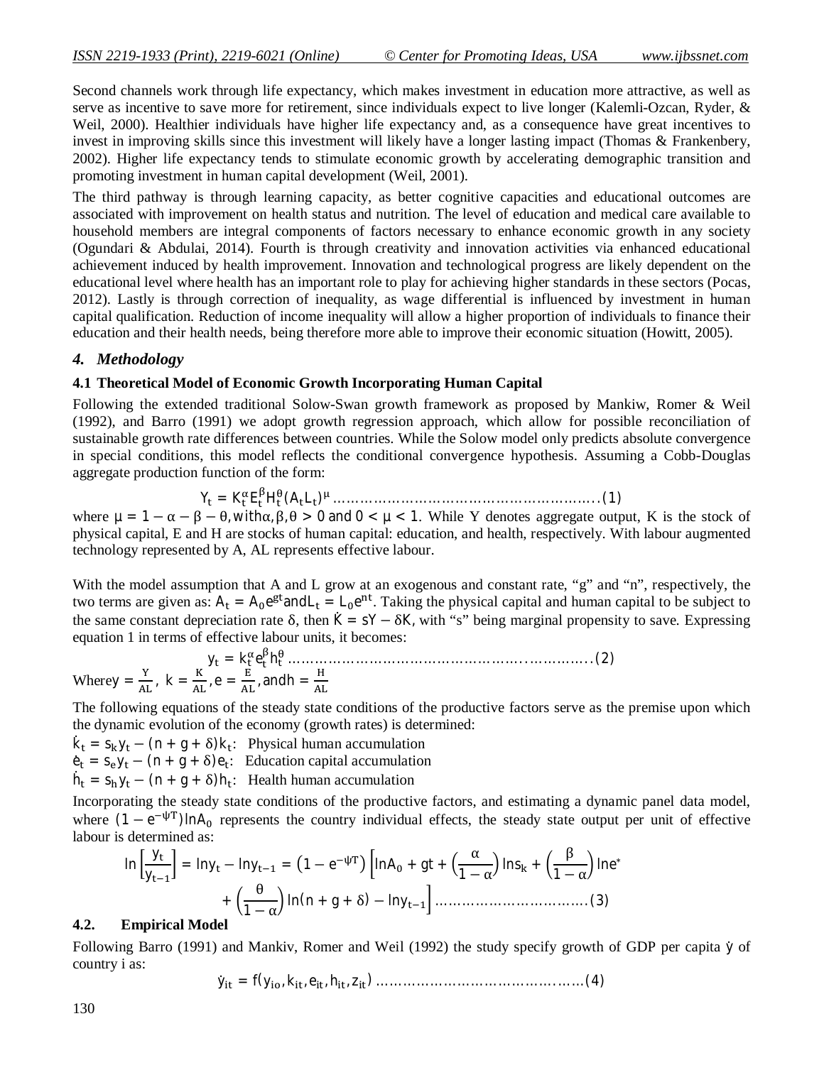Second channels work through life expectancy, which makes investment in education more attractive, as well as serve as incentive to save more for retirement, since individuals expect to live longer (Kalemli-Ozcan, Ryder, & Weil, 2000). Healthier individuals have higher life expectancy and, as a consequence have great incentives to invest in improving skills since this investment will likely have a longer lasting impact (Thomas & Frankenbery, 2002). Higher life expectancy tends to stimulate economic growth by accelerating demographic transition and promoting investment in human capital development (Weil, 2001).

The third pathway is through learning capacity, as better cognitive capacities and educational outcomes are associated with improvement on health status and nutrition. The level of education and medical care available to household members are integral components of factors necessary to enhance economic growth in any society (Ogundari & Abdulai, 2014). Fourth is through creativity and innovation activities via enhanced educational achievement induced by health improvement. Innovation and technological progress are likely dependent on the educational level where health has an important role to play for achieving higher standards in these sectors (Pocas, 2012). Lastly is through correction of inequality, as wage differential is influenced by investment in human capital qualification. Reduction of income inequality will allow a higher proportion of individuals to finance their education and their health needs, being therefore more able to improve their economic situation (Howitt, 2005).

## *4. Methodology*

### 4.1 Theoretical Model of Economic Growth Incorporating Human Capital

Following the extended traditional Solow-Swan growth framework as proposed by Mankiw, Romer & Weil (1992), and Barro (1991) we adopt growth regression approach, which allow for possible reconciliation of sustainable growth rate differences between countries. While the Solow model only predicts absolute convergence in special conditions, this model reflects the conditional convergence hypothesis. Assuming a Cobb-Douglas aggregate production function of the form:

$$Y_t = K_t^{\alpha} E_t^{\beta} H_t^{\theta} (A_t L_t)^{\mu} \quad \ldots\ldots(1)$$

where $\mu = 1 - \alpha - \beta - \theta$, with $\alpha, \beta, \theta > 0$ and $0 < \mu < 1$. While Y denotes aggregate output, K is the stock of physical capital, E and H are stocks of human capital: education, and health, respectively. With labour augmented technology represented by A, AL represents effective labour.

With the model assumption that A and L grow at an exogenous and constant rate, "g" and "n", respectively, the two terms are given as: $A_t = A_0 e^{gt}$ and $L_t = L_0 e^{nt}$. Taking the physical capital and human capital to be subject to the same constant depreciation rate δ, then $\dot{K} = sY - \delta K$, with "s" being marginal propensity to save. Expressing equation 1 in terms of effective labour units, it becomes:

$$y_t = k_t^{\alpha} e_t^{\beta} h_t^{\theta} \quad \ldots\ldots(2)$$

Where $y = \frac{Y}{AL}$, $k = \frac{K}{AL}$, $e = \frac{E}{AL}$, and $h = \frac{H}{AL}$

The following equations of the steady state conditions of the productive factors serve as the premise upon which the dynamic evolution of the economy (growth rates) is determined:

$\dot{k}_t = s_k y_t - (n + g + \delta) k_t$: Physical human accumulation

$\dot{e}_t = s_e y_t - (n + g + \delta) e_t$: Education capital accumulation

$\dot{h}_t = s_h y_t - (n + g + \delta) h_t$: Health human accumulation

Incorporating the steady state conditions of the productive factors, and estimating a dynamic panel data model, where $(1 - e^{-\psi T}) \ln A_0$ represents the country individual effects, the steady state output per unit of effective labour is determined as:

$$\ln\left[\frac{y_t}{y_{t-1}}\right] = \ln y_t - \ln y_{t-1} = \left(1 - e^{-\psi T}\right)\left[\ln A_0 + gt + \left(\frac{\alpha}{1-\alpha}\right)\ln s_k + \left(\frac{\beta}{1-\alpha}\right)\ln e^{*} + \left(\frac{\theta}{1-\alpha}\right)\ln(n + g + \delta) - \ln y_{t-1}\right] \quad \ldots\ldots(3)$$

### 4.2. Empirical Model

Following Barro (1991) and Mankiv, Romer and Weil (1992) the study specify growth of GDP per capita $\dot{y}$ of country i as:

$$\dot{y}_{it} = f(y_{io}, k_{it}, e_{it}, h_{it}, z_{it}) \quad \ldots\ldots(4)$$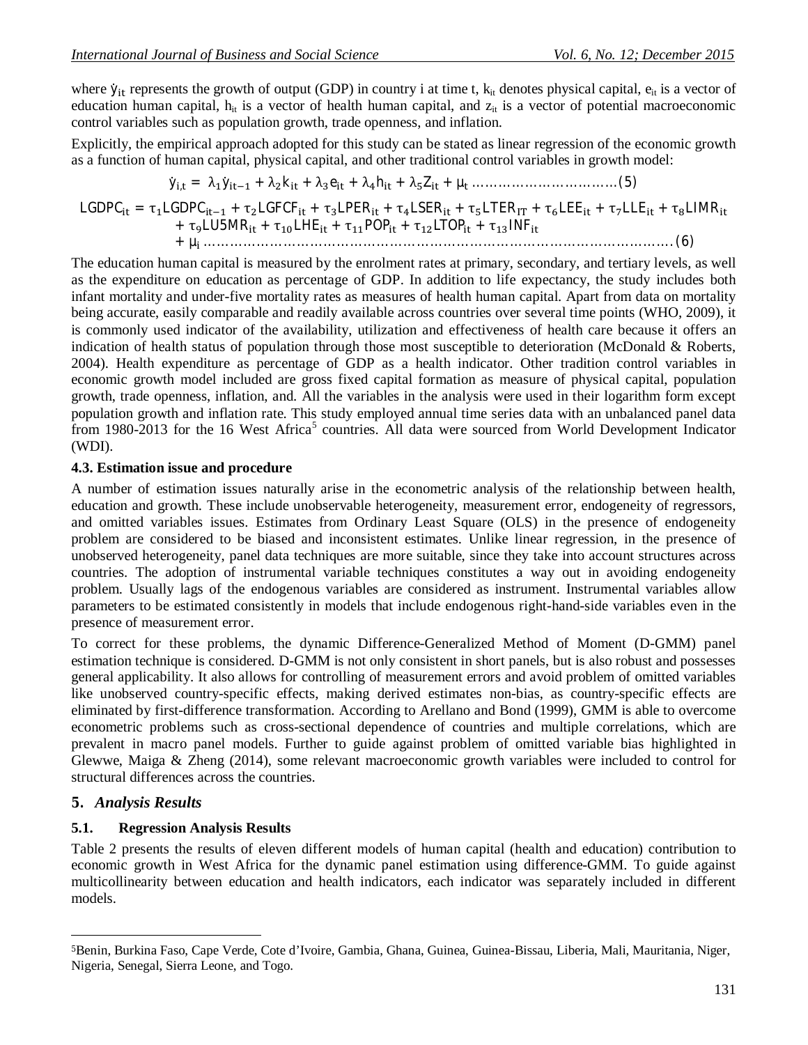where $\dot{y}_{it}$ represents the growth of output (GDP) in country i at time t, $k_{it}$ denotes physical capital, $e_{it}$ is a vector of education human capital, $h_{it}$ is a vector of health human capital, and $z_{it}$ is a vector of potential macroeconomic control variables such as population growth, trade openness, and inflation.

Explicitly, the empirical approach adopted for this study can be stated as linear regression of the economic growth as a function of human capital, physical capital, and other traditional control variables in growth model:

$$\dot{y}_{i,t} = \lambda_1 \dot{y}_{it-1} + \lambda_2 k_{it} + \lambda_3 e_{it} + \lambda_4 h_{it} + \lambda_5 Z_{it} + \mu_t \quad \ldots\ldots(5)$$

$$LGDPC_{it} = \tau_1 LGDPC_{it-1} + \tau_2 LGFCF_{it} + \tau_3 LPER_{it} + \tau_4 LSER_{it} + \tau_5 LTER_{IT} + \tau_6 LEE_{it} + \tau_7 LLE_{it} + \tau_8 LIMR_{it} + \tau_9 LU5MR_{it} + \tau_{10} LHE_{it} + \tau_{11} POP_{it} + \tau_{12} LTOP_{it} + \tau_{13} INF_{it} + \mu_i \quad \ldots\ldots(6)$$

The education human capital is measured by the enrolment rates at primary, secondary, and tertiary levels, as well as the expenditure on education as percentage of GDP. In addition to life expectancy, the study includes both infant mortality and under-five mortality rates as measures of health human capital. Apart from data on mortality being accurate, easily comparable and readily available across countries over several time points (WHO, 2009), it is commonly used indicator of the availability, utilization and effectiveness of health care because it offers an indication of health status of population through those most susceptible to deterioration (McDonald & Roberts, 2004). Health expenditure as percentage of GDP as a health indicator. Other tradition control variables in economic growth model included are gross fixed capital formation as measure of physical capital, population growth, trade openness, inflation, and. All the variables in the analysis were used in their logarithm form except population growth and inflation rate. This study employed annual time series data with an unbalanced panel data from 1980-2013 for the 16 West Africa[5] countries. All data were sourced from World Development Indicator (WDI).

### 4.3. Estimation issue and procedure

A number of estimation issues naturally arise in the econometric analysis of the relationship between health, education and growth. These include unobservable heterogeneity, measurement error, endogeneity of regressors, and omitted variables issues. Estimates from Ordinary Least Square (OLS) in the presence of endogeneity problem are considered to be biased and inconsistent estimates. Unlike linear regression, in the presence of unobserved heterogeneity, panel data techniques are more suitable, since they take into account structures across countries. The adoption of instrumental variable techniques constitutes a way out in avoiding endogeneity problem. Usually lags of the endogenous variables are considered as instrument. Instrumental variables allow parameters to be estimated consistently in models that include endogenous right-hand-side variables even in the presence of measurement error.

To correct for these problems, the dynamic Difference-Generalized Method of Moment (D-GMM) panel estimation technique is considered. D-GMM is not only consistent in short panels, but is also robust and possesses general applicability. It also allows for controlling of measurement errors and avoid problem of omitted variables like unobserved country-specific effects, making derived estimates non-bias, as country-specific effects are eliminated by first-difference transformation. According to Arellano and Bond (1999), GMM is able to overcome econometric problems such as cross-sectional dependence of countries and multiple correlations, which are prevalent in macro panel models. Further to guide against problem of omitted variable bias highlighted in Glewwe, Maiga & Zheng (2014), some relevant macroeconomic growth variables were included to control for structural differences across the countries.

## 5. *Analysis Results*

### 5.1. Regression Analysis Results

Table 2 presents the results of eleven different models of human capital (health and education) contribution to economic growth in West Africa for the dynamic panel estimation using difference-GMM. To guide against multicollinearity between education and health indicators, each indicator was separately included in different models.

---

[5] Benin, Burkina Faso, Cape Verde, Cote d'Ivoire, Gambia, Ghana, Guinea, Guinea-Bissau, Liberia, Mali, Mauritania, Niger, Nigeria, Senegal, Sierra Leone, and Togo.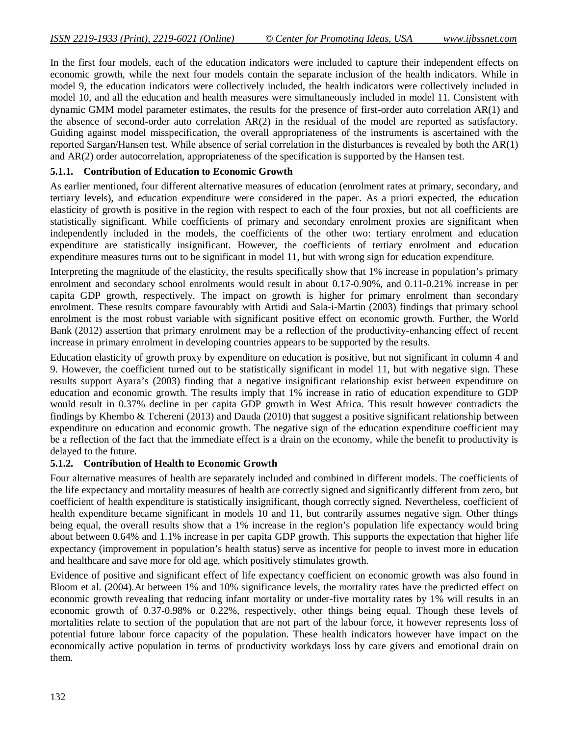In the first four models, each of the education indicators were included to capture their independent effects on economic growth, while the next four models contain the separate inclusion of the health indicators. While in model 9, the education indicators were collectively included, the health indicators were collectively included in model 10, and all the education and health measures were simultaneously included in model 11. Consistent with dynamic GMM model parameter estimates, the results for the presence of first-order auto correlation AR(1) and the absence of second-order auto correlation AR(2) in the residual of the model are reported as satisfactory. Guiding against model misspecification, the overall appropriateness of the instruments is ascertained with the reported Sargan/Hansen test. While absence of serial correlation in the disturbances is revealed by both the AR(1) and AR(2) order autocorrelation, appropriateness of the specification is supported by the Hansen test.

### 5.1.1. Contribution of Education to Economic Growth

As earlier mentioned, four different alternative measures of education (enrolment rates at primary, secondary, and tertiary levels), and education expenditure were considered in the paper. As a priori expected, the education elasticity of growth is positive in the region with respect to each of the four proxies, but not all coefficients are statistically significant. While coefficients of primary and secondary enrolment proxies are significant when independently included in the models, the coefficients of the other two: tertiary enrolment and education expenditure are statistically insignificant. However, the coefficients of tertiary enrolment and education expenditure measures turns out to be significant in model 11, but with wrong sign for education expenditure.

Interpreting the magnitude of the elasticity, the results specifically show that 1% increase in population's primary enrolment and secondary school enrolments would result in about 0.17-0.90%, and 0.11-0.21% increase in per capita GDP growth, respectively. The impact on growth is higher for primary enrolment than secondary enrolment. These results compare favourably with Artidi and Sala-i-Martin (2003) findings that primary school enrolment is the most robust variable with significant positive effect on economic growth. Further, the World Bank (2012) assertion that primary enrolment may be a reflection of the productivity-enhancing effect of recent increase in primary enrolment in developing countries appears to be supported by the results.

Education elasticity of growth proxy by expenditure on education is positive, but not significant in column 4 and 9. However, the coefficient turned out to be statistically significant in model 11, but with negative sign. These results support Ayara's (2003) finding that a negative insignificant relationship exist between expenditure on education and economic growth. The results imply that 1% increase in ratio of education expenditure to GDP would result in 0.37% decline in per capita GDP growth in West Africa. This result however contradicts the findings by Khembo & Tchereni (2013) and Dauda (2010) that suggest a positive significant relationship between expenditure on education and economic growth. The negative sign of the education expenditure coefficient may be a reflection of the fact that the immediate effect is a drain on the economy, while the benefit to productivity is delayed to the future.

### 5.1.2. Contribution of Health to Economic Growth

Four alternative measures of health are separately included and combined in different models. The coefficients of the life expectancy and mortality measures of health are correctly signed and significantly different from zero, but coefficient of health expenditure is statistically insignificant, though correctly signed. Nevertheless, coefficient of health expenditure became significant in models 10 and 11, but contrarily assumes negative sign. Other things being equal, the overall results show that a 1% increase in the region's population life expectancy would bring about between 0.64% and 1.1% increase in per capita GDP growth. This supports the expectation that higher life expectancy (improvement in population's health status) serve as incentive for people to invest more in education and healthcare and save more for old age, which positively stimulates growth.

Evidence of positive and significant effect of life expectancy coefficient on economic growth was also found in Bloom et al. (2004).At between 1% and 10% significance levels, the mortality rates have the predicted effect on economic growth revealing that reducing infant mortality or under-five mortality rates by 1% will results in an economic growth of 0.37-0.98% or 0.22%, respectively, other things being equal. Though these levels of mortalities relate to section of the population that are not part of the labour force, it however represents loss of potential future labour force capacity of the population. These health indicators however have impact on the economically active population in terms of productivity workdays loss by care givers and emotional drain on them.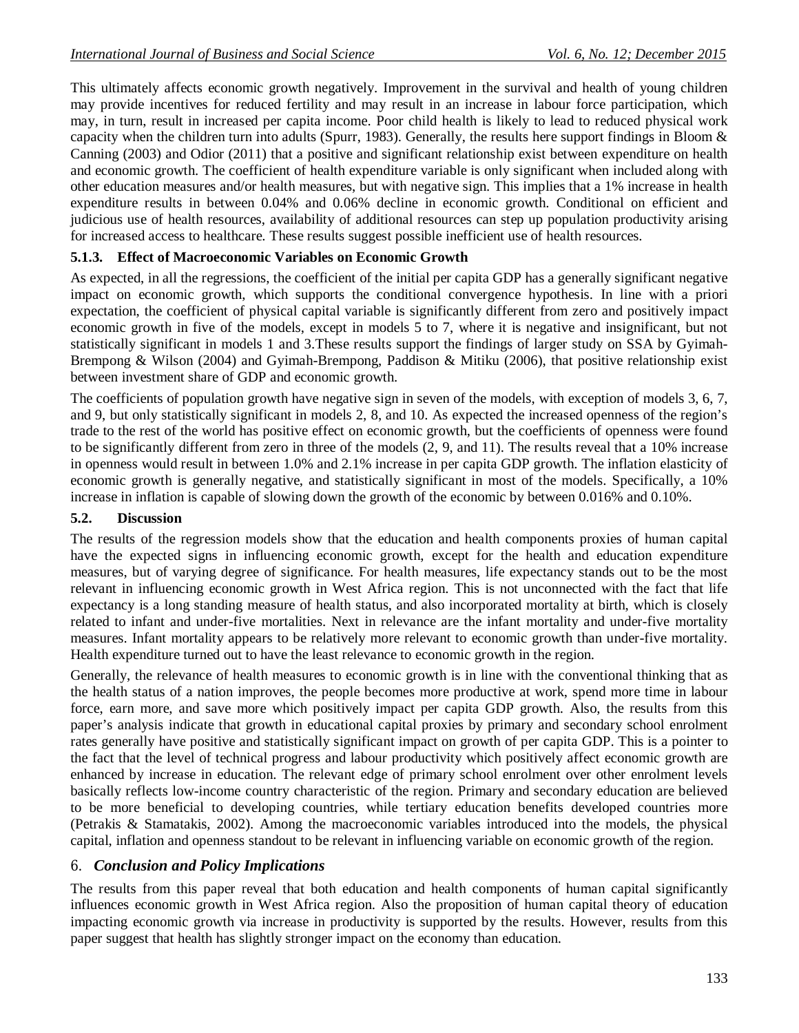This ultimately affects economic growth negatively. Improvement in the survival and health of young children may provide incentives for reduced fertility and may result in an increase in labour force participation, which may, in turn, result in increased per capita income. Poor child health is likely to lead to reduced physical work capacity when the children turn into adults (Spurr, 1983). Generally, the results here support findings in Bloom & Canning (2003) and Odior (2011) that a positive and significant relationship exist between expenditure on health and economic growth. The coefficient of health expenditure variable is only significant when included along with other education measures and/or health measures, but with negative sign. This implies that a 1% increase in health expenditure results in between 0.04% and 0.06% decline in economic growth. Conditional on efficient and judicious use of health resources, availability of additional resources can step up population productivity arising for increased access to healthcare. These results suggest possible inefficient use of health resources.

### 5.1.3. Effect of Macroeconomic Variables on Economic Growth

As expected, in all the regressions, the coefficient of the initial per capita GDP has a generally significant negative impact on economic growth, which supports the conditional convergence hypothesis. In line with a priori expectation, the coefficient of physical capital variable is significantly different from zero and positively impact economic growth in five of the models, except in models 5 to 7, where it is negative and insignificant, but not statistically significant in models 1 and 3.These results support the findings of larger study on SSA by Gyimah-Brempong & Wilson (2004) and Gyimah-Brempong, Paddison & Mitiku (2006), that positive relationship exist between investment share of GDP and economic growth.

The coefficients of population growth have negative sign in seven of the models, with exception of models 3, 6, 7, and 9, but only statistically significant in models 2, 8, and 10. As expected the increased openness of the region's trade to the rest of the world has positive effect on economic growth, but the coefficients of openness were found to be significantly different from zero in three of the models (2, 9, and 11). The results reveal that a 10% increase in openness would result in between 1.0% and 2.1% increase in per capita GDP growth. The inflation elasticity of economic growth is generally negative, and statistically significant in most of the models. Specifically, a 10% increase in inflation is capable of slowing down the growth of the economic by between 0.016% and 0.10%.

### 5.2. Discussion

The results of the regression models show that the education and health components proxies of human capital have the expected signs in influencing economic growth, except for the health and education expenditure measures, but of varying degree of significance. For health measures, life expectancy stands out to be the most relevant in influencing economic growth in West Africa region. This is not unconnected with the fact that life expectancy is a long standing measure of health status, and also incorporated mortality at birth, which is closely related to infant and under-five mortalities. Next in relevance are the infant mortality and under-five mortality measures. Infant mortality appears to be relatively more relevant to economic growth than under-five mortality. Health expenditure turned out to have the least relevance to economic growth in the region.

Generally, the relevance of health measures to economic growth is in line with the conventional thinking that as the health status of a nation improves, the people becomes more productive at work, spend more time in labour force, earn more, and save more which positively impact per capita GDP growth. Also, the results from this paper's analysis indicate that growth in educational capital proxies by primary and secondary school enrolment rates generally have positive and statistically significant impact on growth of per capita GDP. This is a pointer to the fact that the level of technical progress and labour productivity which positively affect economic growth are enhanced by increase in education. The relevant edge of primary school enrolment over other enrolment levels basically reflects low-income country characteristic of the region. Primary and secondary education are believed to be more beneficial to developing countries, while tertiary education benefits developed countries more (Petrakis & Stamatakis, 2002). Among the macroeconomic variables introduced into the models, the physical capital, inflation and openness standout to be relevant in influencing variable on economic growth of the region.

## 6. *Conclusion and Policy Implications*

The results from this paper reveal that both education and health components of human capital significantly influences economic growth in West Africa region. Also the proposition of human capital theory of education impacting economic growth via increase in productivity is supported by the results. However, results from this paper suggest that health has slightly stronger impact on the economy than education.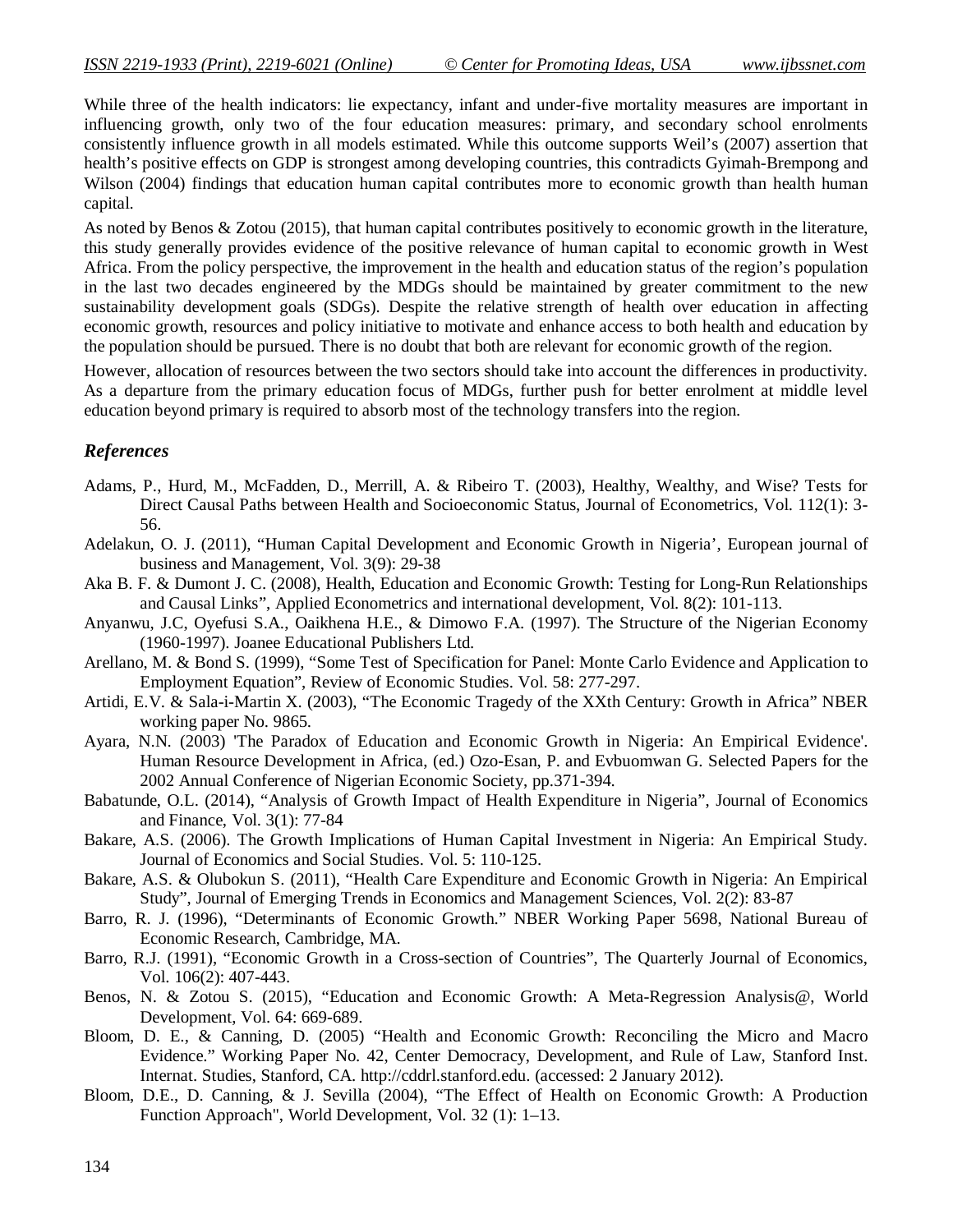While three of the health indicators: lie expectancy, infant and under-five mortality measures are important in influencing growth, only two of the four education measures: primary, and secondary school enrolments consistently influence growth in all models estimated. While this outcome supports Weil's (2007) assertion that health's positive effects on GDP is strongest among developing countries, this contradicts Gyimah-Brempong and Wilson (2004) findings that education human capital contributes more to economic growth than health human capital.

As noted by Benos & Zotou (2015), that human capital contributes positively to economic growth in the literature, this study generally provides evidence of the positive relevance of human capital to economic growth in West Africa. From the policy perspective, the improvement in the health and education status of the region's population in the last two decades engineered by the MDGs should be maintained by greater commitment to the new sustainability development goals (SDGs). Despite the relative strength of health over education in affecting economic growth, resources and policy initiative to motivate and enhance access to both health and education by the population should be pursued. There is no doubt that both are relevant for economic growth of the region.

However, allocation of resources between the two sectors should take into account the differences in productivity. As a departure from the primary education focus of MDGs, further push for better enrolment at middle level education beyond primary is required to absorb most of the technology transfers into the region.

## *References*

Adams, P., Hurd, M., McFadden, D., Merrill, A. & Ribeiro T. (2003), Healthy, Wealthy, and Wise? Tests for Direct Causal Paths between Health and Socioeconomic Status, Journal of Econometrics, Vol. 112(1): 3-56.

Adelakun, O. J. (2011), "Human Capital Development and Economic Growth in Nigeria', European journal of business and Management, Vol. 3(9): 29-38

Aka B. F. & Dumont J. C. (2008), Health, Education and Economic Growth: Testing for Long-Run Relationships and Causal Links", Applied Econometrics and international development, Vol. 8(2): 101-113.

Anyanwu, J.C, Oyefusi S.A., Oaikhena H.E., & Dimowo F.A. (1997). The Structure of the Nigerian Economy (1960-1997). Joanee Educational Publishers Ltd.

Arellano, M. & Bond S. (1999), "Some Test of Specification for Panel: Monte Carlo Evidence and Application to Employment Equation", Review of Economic Studies. Vol. 58: 277-297.

Artidi, E.V. & Sala-i-Martin X. (2003), "The Economic Tragedy of the XXth Century: Growth in Africa" NBER working paper No. 9865.

Ayara, N.N. (2003) 'The Paradox of Education and Economic Growth in Nigeria: An Empirical Evidence'. Human Resource Development in Africa, (ed.) Ozo-Esan, P. and Evbuomwan G. Selected Papers for the 2002 Annual Conference of Nigerian Economic Society, pp.371-394.

Babatunde, O.L. (2014), "Analysis of Growth Impact of Health Expenditure in Nigeria", Journal of Economics and Finance, Vol. 3(1): 77-84

Bakare, A.S. (2006). The Growth Implications of Human Capital Investment in Nigeria: An Empirical Study. Journal of Economics and Social Studies. Vol. 5: 110-125.

Bakare, A.S. & Olubokun S. (2011), "Health Care Expenditure and Economic Growth in Nigeria: An Empirical Study", Journal of Emerging Trends in Economics and Management Sciences, Vol. 2(2): 83-87

Barro, R. J. (1996), "Determinants of Economic Growth." NBER Working Paper 5698, National Bureau of Economic Research, Cambridge, MA.

Barro, R.J. (1991), "Economic Growth in a Cross-section of Countries", The Quarterly Journal of Economics, Vol. 106(2): 407-443.

Benos, N. & Zotou S. (2015), "Education and Economic Growth: A Meta-Regression Analysis@, World Development, Vol. 64: 669-689.

Bloom, D. E., & Canning, D. (2005) "Health and Economic Growth: Reconciling the Micro and Macro Evidence." Working Paper No. 42, Center Democracy, Development, and Rule of Law, Stanford Inst. Internat. Studies, Stanford, CA. http://cddrl.stanford.edu. (accessed: 2 January 2012).

Bloom, D.E., D. Canning, & J. Sevilla (2004), "The Effect of Health on Economic Growth: A Production Function Approach", World Development, Vol. 32 (1): 1–13.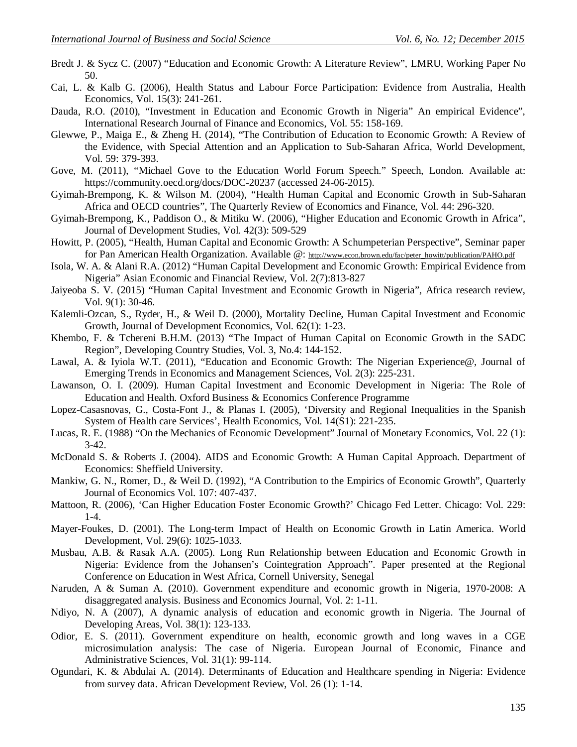Bredt J. & Sycz C. (2007) "Education and Economic Growth: A Literature Review", LMRU, Working Paper No 50.

Cai, L. & Kalb G. (2006), Health Status and Labour Force Participation: Evidence from Australia, Health Economics, Vol. 15(3): 241-261.

Dauda, R.O. (2010), "Investment in Education and Economic Growth in Nigeria" An empirical Evidence", International Research Journal of Finance and Economics, Vol. 55: 158-169.

Glewwe, P., Maiga E., & Zheng H. (2014), "The Contribution of Education to Economic Growth: A Review of the Evidence, with Special Attention and an Application to Sub-Saharan Africa, World Development, Vol. 59: 379-393.

Gove, M. (2011), "Michael Gove to the Education World Forum Speech." Speech, London. Available at: https://community.oecd.org/docs/DOC-20237 (accessed 24-06-2015).

Gyimah-Brempong, K. & Wilson M. (2004), "Health Human Capital and Economic Growth in Sub-Saharan Africa and OECD countries", The Quarterly Review of Economics and Finance, Vol. 44: 296-320.

Gyimah-Brempong, K., Paddison O., & Mitiku W. (2006), "Higher Education and Economic Growth in Africa", Journal of Development Studies, Vol. 42(3): 509-529

Howitt, P. (2005), "Health, Human Capital and Economic Growth: A Schumpeterian Perspective", Seminar paper for Pan American Health Organization. Available @: http://www.econ.brown.edu/fac/peter_howitt/publication/PAHO.pdf

Isola, W. A. & Alani R.A. (2012) "Human Capital Development and Economic Growth: Empirical Evidence from Nigeria" Asian Economic and Financial Review, Vol. 2(7):813-827

Jaiyeoba S. V. (2015) "Human Capital Investment and Economic Growth in Nigeria", Africa research review, Vol. 9(1): 30-46.

Kalemli-Ozcan, S., Ryder, H., & Weil D. (2000), Mortality Decline, Human Capital Investment and Economic Growth, Journal of Development Economics, Vol. 62(1): 1-23.

Khembo, F. & Tchereni B.H.M. (2013) "The Impact of Human Capital on Economic Growth in the SADC Region", Developing Country Studies, Vol. 3, No.4: 144-152.

Lawal, A. & Iyiola W.T. (2011), "Education and Economic Growth: The Nigerian Experience@, Journal of Emerging Trends in Economics and Management Sciences, Vol. 2(3): 225-231.

Lawanson, O. I. (2009). Human Capital Investment and Economic Development in Nigeria: The Role of Education and Health. Oxford Business & Economics Conference Programme

Lopez-Casasnovas, G., Costa-Font J., & Planas I. (2005), 'Diversity and Regional Inequalities in the Spanish System of Health care Services', Health Economics, Vol. 14(S1): 221-235.

Lucas, R. E. (1988) "On the Mechanics of Economic Development" Journal of Monetary Economics, Vol. 22 (1): 3-42.

McDonald S. & Roberts J. (2004). AIDS and Economic Growth: A Human Capital Approach. Department of Economics: Sheffield University.

Mankiw, G. N., Romer, D., & Weil D. (1992), "A Contribution to the Empirics of Economic Growth", Quarterly Journal of Economics Vol. 107: 407-437.

Mattoon, R. (2006), 'Can Higher Education Foster Economic Growth?' Chicago Fed Letter. Chicago: Vol. 229: 1-4.

Mayer-Foukes, D. (2001). The Long-term Impact of Health on Economic Growth in Latin America. World Development, Vol. 29(6): 1025-1033.

Musbau, A.B. & Rasak A.A. (2005). Long Run Relationship between Education and Economic Growth in Nigeria: Evidence from the Johansen's Cointegration Approach". Paper presented at the Regional Conference on Education in West Africa, Cornell University, Senegal

Naruden, A & Suman A. (2010). Government expenditure and economic growth in Nigeria, 1970-2008: A disaggregated analysis. Business and Economics Journal, Vol. 2: 1-11.

Ndiyo, N. A (2007), A dynamic analysis of education and economic growth in Nigeria. The Journal of Developing Areas, Vol. 38(1): 123-133.

Odior, E. S. (2011). Government expenditure on health, economic growth and long waves in a CGE microsimulation analysis: The case of Nigeria. European Journal of Economic, Finance and Administrative Sciences, Vol. 31(1): 99-114.

Ogundari, K. & Abdulai A. (2014). Determinants of Education and Healthcare spending in Nigeria: Evidence from survey data. African Development Review, Vol. 26 (1): 1-14.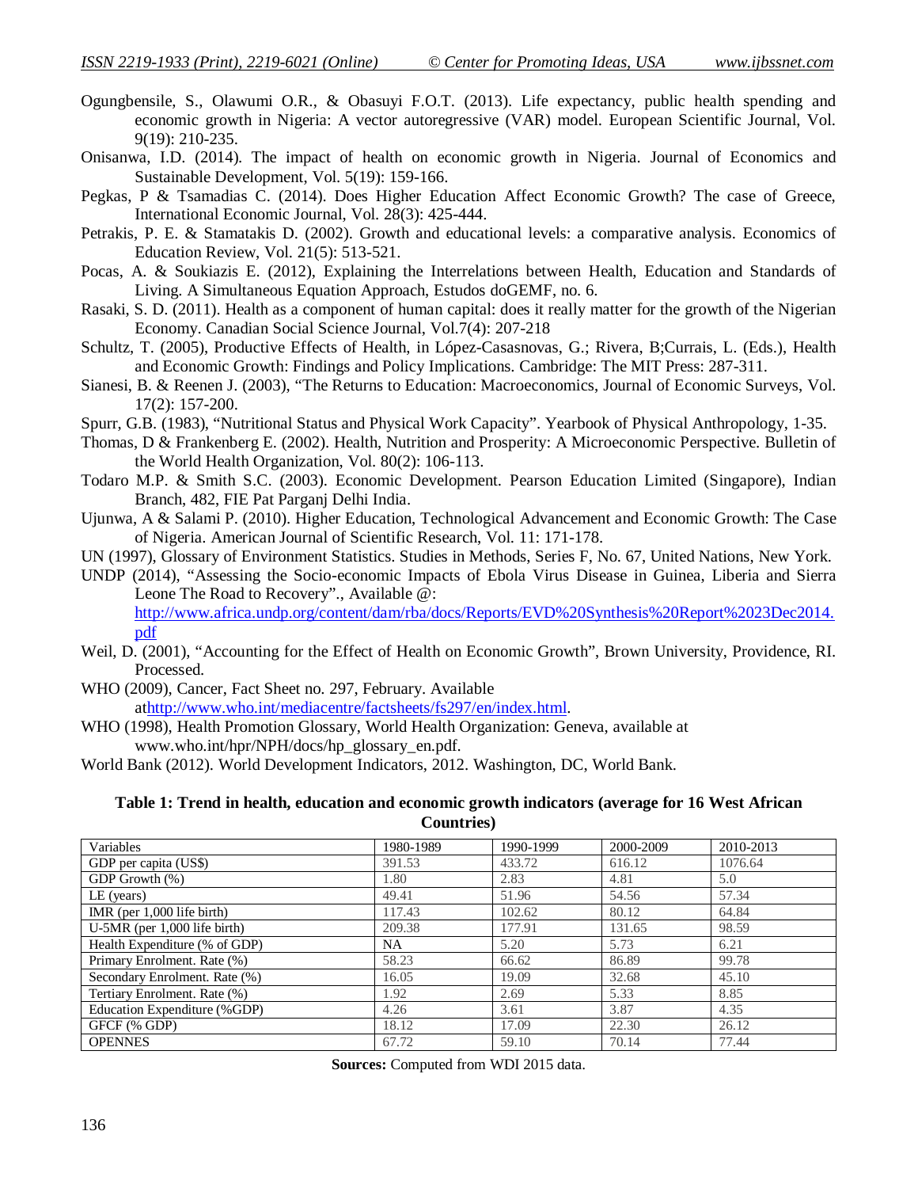Ogungbensile, S., Olawumi O.R., & Obasuyi F.O.T. (2013). Life expectancy, public health spending and economic growth in Nigeria: A vector autoregressive (VAR) model. European Scientific Journal, Vol. 9(19): 210-235.

Onisanwa, I.D. (2014). The impact of health on economic growth in Nigeria. Journal of Economics and Sustainable Development, Vol. 5(19): 159-166.

Pegkas, P & Tsamadias C. (2014). Does Higher Education Affect Economic Growth? The case of Greece, International Economic Journal, Vol. 28(3): 425-444.

Petrakis, P. E. & Stamatakis D. (2002). Growth and educational levels: a comparative analysis. Economics of Education Review, Vol. 21(5): 513-521.

Pocas, A. & Soukiazis E. (2012), Explaining the Interrelations between Health, Education and Standards of Living. A Simultaneous Equation Approach, Estudos doGEMF, no. 6.

Rasaki, S. D. (2011). Health as a component of human capital: does it really matter for the growth of the Nigerian Economy. Canadian Social Science Journal, Vol.7(4): 207-218

Schultz, T. (2005), Productive Effects of Health, in López-Casasnovas, G.; Rivera, B;Currais, L. (Eds.), Health and Economic Growth: Findings and Policy Implications. Cambridge: The MIT Press: 287-311.

Sianesi, B. & Reenen J. (2003), "The Returns to Education: Macroeconomics, Journal of Economic Surveys, Vol. 17(2): 157-200.

Spurr, G.B. (1983), "Nutritional Status and Physical Work Capacity". Yearbook of Physical Anthropology, 1-35.

Thomas, D & Frankenberg E. (2002). Health, Nutrition and Prosperity: A Microeconomic Perspective. Bulletin of the World Health Organization, Vol. 80(2): 106-113.

Todaro M.P. & Smith S.C. (2003). Economic Development. Pearson Education Limited (Singapore), Indian Branch, 482, FIE Pat Parganj Delhi India.

Ujunwa, A & Salami P. (2010). Higher Education, Technological Advancement and Economic Growth: The Case of Nigeria. American Journal of Scientific Research, Vol. 11: 171-178.

UN (1997), Glossary of Environment Statistics. Studies in Methods, Series F, No. 67, United Nations, New York.

UNDP (2014), "Assessing the Socio-economic Impacts of Ebola Virus Disease in Guinea, Liberia and Sierra Leone The Road to Recovery"., Available @: http://www.africa.undp.org/content/dam/rba/docs/Reports/EVD%20Synthesis%20Report%2023Dec2014.pdf

Weil, D. (2001), "Accounting for the Effect of Health on Economic Growth", Brown University, Providence, RI. Processed.

WHO (2009), Cancer, Fact Sheet no. 297, February. Available athttp://www.who.int/mediacentre/factsheets/fs297/en/index.html.

WHO (1998), Health Promotion Glossary, World Health Organization: Geneva, available at www.who.int/hpr/NPH/docs/hp_glossary_en.pdf.

World Bank (2012). World Development Indicators, 2012. Washington, DC, World Bank.

**Table 1: Trend in health, education and economic growth indicators (average for 16 West African Countries)**

| Variables | 1980-1989 | 1990-1999 | 2000-2009 | 2010-2013 |
|---|---|---|---|---|
| GDP per capita (US$) | 391.53 | 433.72 | 616.12 | 1076.64 |
| GDP Growth (%) | 1.80 | 2.83 | 4.81 | 5.0 |
| LE (years) | 49.41 | 51.96 | 54.56 | 57.34 |
| IMR (per 1,000 life birth) | 117.43 | 102.62 | 80.12 | 64.84 |
| U-5MR (per 1,000 life birth) | 209.38 | 177.91 | 131.65 | 98.59 |
| Health Expenditure (% of GDP) | NA | 5.20 | 5.73 | 6.21 |
| Primary Enrolment. Rate (%) | 58.23 | 66.62 | 86.89 | 99.78 |
| Secondary Enrolment. Rate (%) | 16.05 | 19.09 | 32.68 | 45.10 |
| Tertiary Enrolment. Rate (%) | 1.92 | 2.69 | 5.33 | 8.85 |
| Education Expenditure (%GDP) | 4.26 | 3.61 | 3.87 | 4.35 |
| GFCF (% GDP) | 18.12 | 17.09 | 22.30 | 26.12 |
| OPENNES | 67.72 | 59.10 | 70.14 | 77.44 |

**Sources:** Computed from WDI 2015 data.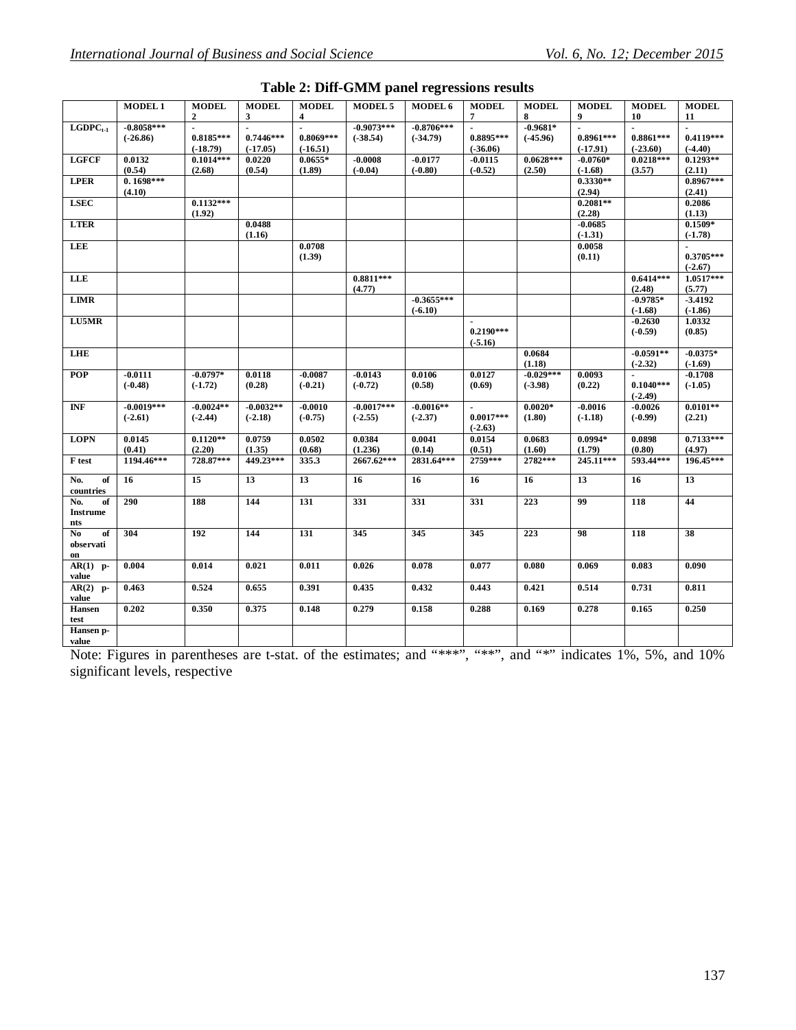**Table 2: Diff-GMM panel regressions results**

| | MODEL 1 | MODEL 2 | MODEL 3 | MODEL 4 | MODEL 5 | MODEL 6 | MODEL 7 | MODEL 8 | MODEL 9 | MODEL 10 | MODEL 11 |
|---|---|---|---|---|---|---|---|---|---|---|---|
| $LGDPC_{t-1}$ | -0.8058*** (-26.86) | -0.8185*** (-18.79) | -0.7446*** (-17.05) | -0.8069*** (-16.51) | -0.9073*** (-38.54) | -0.8706*** (-34.79) | -0.8895*** (-36.06) | -0.9681* (-45.96) | -0.8961*** (-17.91) | -0.8861*** (-23.60) | -0.4119*** (-4.40) |
| LGFCF | 0.0132 (0.54) | 0.1014*** (2.68) | 0.0220 (0.54) | 0.0655* (1.89) | -0.0008 (-0.04) | -0.0177 (-0.80) | -0.0115 (-0.52) | 0.0628*** (2.50) | -0.0760* (-1.68) | 0.0218*** (3.57) | 0.1293** (2.11) |
| LPER | 0. 1698*** (4.10) | | | | | | | | 0.3330** (2.94) | | 0.8967*** (2.41) |
| LSEC | | 0.1132*** (1.92) | | | | | | | 0.2081** (2.28) | | 0.2086 (1.13) |
| LTER | | | 0.0488 (1.16) | | | | | | -0.0685 (-1.31) | | 0.1509* (-1.78) |
| LEE | | | | 0.0708 (1.39) | | | | | 0.0058 (0.11) | | -0.3705*** (-2.67) |
| LLE | | | | | 0.8811*** (4.77) | | | | | 0.6414*** (2.48) | 1.0517*** (5.77) |
| LIMR | | | | | | -0.3655*** (-6.10) | | | | -0.9785* (-1.68) | -3.4192 (-1.86) |
| LU5MR | | | | | | | -0.2190*** (-5.16) | | | -0.2630 (-0.59) | 1.0332 (0.85) |
| LHE | | | | | | | | 0.0684 (1.18) | | -0.0591** (-2.32) | -0.0375* (-1.69) |
| POP | -0.0111 (-0.48) | -0.0797* (-1.72) | 0.0118 (0.28) | -0.0087 (-0.21) | -0.0143 (-0.72) | 0.0106 (0.58) | 0.0127 (0.69) | -0.029*** (-3.98) | 0.0093 (0.22) | -0.1040*** (-2.49) | -0.1708 (-1.05) |
| INF | -0.0019*** (-2.61) | -0.0024** (-2.44) | -0.0032** (-2.18) | -0.0010 (-0.75) | -0.0017*** (-2.55) | -0.0016** (-2.37) | -0.0017*** (-2.63) | 0.0020* (1.80) | -0.0016 (-1.18) | -0.0026 (-0.99) | 0.0101** (2.21) |
| LOPN | 0.0145 (0.41) | 0.1120** (2.20) | 0.0759 (1.35) | 0.0502 (0.68) | 0.0384 (1.236) | 0.0041 (0.14) | 0.0154 (0.51) | 0.0683 (1.60) | 0.0994* (1.79) | 0.0898 (0.80) | 0.7133*** (4.97) |
| F test | 1194.46*** | 728.87*** | 449.23*** | 335.3 | 2667.62*** | 2831.64*** | 2759*** | 2782*** | 245.11*** | 593.44*** | 196.45*** |
| No. of countries | 16 | 15 | 13 | 13 | 16 | 16 | 16 | 16 | 13 | 16 | 13 |
| No. of Instruments | 290 | 188 | 144 | 131 | 331 | 331 | 331 | 223 | 99 | 118 | 44 |
| No of observation | 304 | 192 | 144 | 131 | 345 | 345 | 345 | 223 | 98 | 118 | 38 |
| AR(1) p-value | 0.004 | 0.014 | 0.021 | 0.011 | 0.026 | 0.078 | 0.077 | 0.080 | 0.069 | 0.083 | 0.090 |
| AR(2) p-value | 0.463 | 0.524 | 0.655 | 0.391 | 0.435 | 0.432 | 0.443 | 0.421 | 0.514 | 0.731 | 0.811 |
| Hansen test | 0.202 | 0.350 | 0.375 | 0.148 | 0.279 | 0.158 | 0.288 | 0.169 | 0.278 | 0.165 | 0.250 |
| Hansen p-value | | | | | | | | | | | |

Note: Figures in parentheses are t-stat. of the estimates; and "***", "**", and "*" indicates 1%, 5%, and 10% significant levels, respective